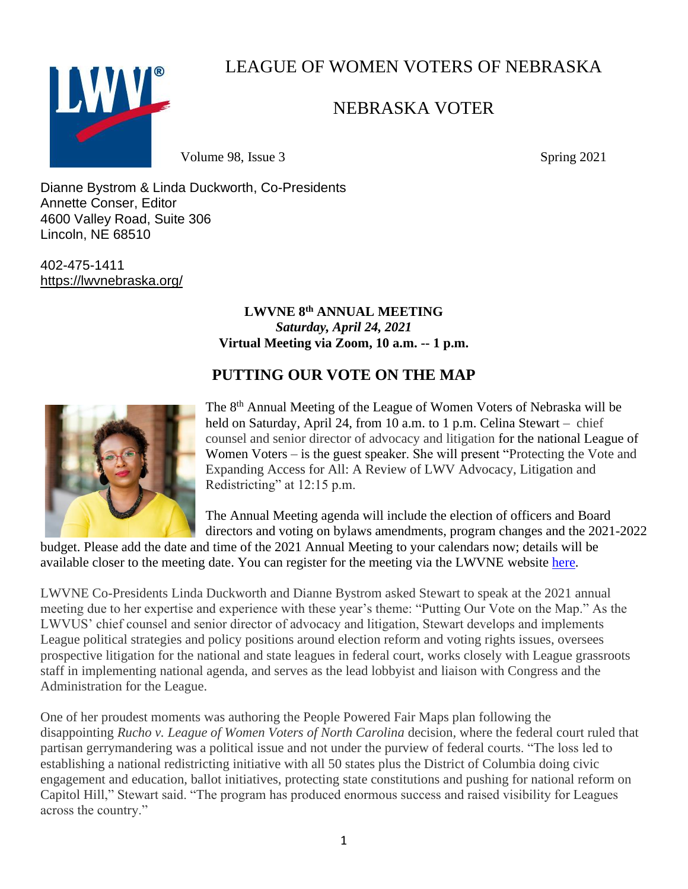# LEAGUE OF WOMEN VOTERS OF NEBRASKA

## NEBRASKA VOTER

Volume 98, Issue 3 Spring 2021

Dianne Bystrom & Linda Duckworth, Co-Presidents
Annette Conser, Editor
4600 Valley Road, Suite 306
Lincoln, NE 68510

402-475-1411
https://lwvnebraska.org/

**LWVNE 8th ANNUAL MEETING**
***Saturday, April 24, 2021***
**Virtual Meeting via Zoom, 10 a.m. -- 1 p.m.**

## PUTTING OUR VOTE ON THE MAP

The 8th Annual Meeting of the League of Women Voters of Nebraska will be held on Saturday, April 24, from 10 a.m. to 1 p.m. Celina Stewart – chief counsel and senior director of advocacy and litigation for the national League of Women Voters – is the guest speaker. She will present "Protecting the Vote and Expanding Access for All: A Review of LWV Advocacy, Litigation and Redistricting" at 12:15 p.m.

The Annual Meeting agenda will include the election of officers and Board directors and voting on bylaws amendments, program changes and the 2021-2022 budget. Please add the date and time of the 2021 Annual Meeting to your calendars now; details will be available closer to the meeting date. You can register for the meeting via the LWVNE website here.

LWVNE Co-Presidents Linda Duckworth and Dianne Bystrom asked Stewart to speak at the 2021 annual meeting due to her expertise and experience with these year's theme: "Putting Our Vote on the Map." As the LWVUS' chief counsel and senior director of advocacy and litigation, Stewart develops and implements League political strategies and policy positions around election reform and voting rights issues, oversees prospective litigation for the national and state leagues in federal court, works closely with League grassroots staff in implementing national agenda, and serves as the lead lobbyist and liaison with Congress and the Administration for the League.

One of her proudest moments was authoring the People Powered Fair Maps plan following the disappointing *Rucho v. League of Women Voters of North Carolina* decision, where the federal court ruled that partisan gerrymandering was a political issue and not under the purview of federal courts. "The loss led to establishing a national redistricting initiative with all 50 states plus the District of Columbia doing civic engagement and education, ballot initiatives, protecting state constitutions and pushing for national reform on Capitol Hill," Stewart said. "The program has produced enormous success and raised visibility for Leagues across the country."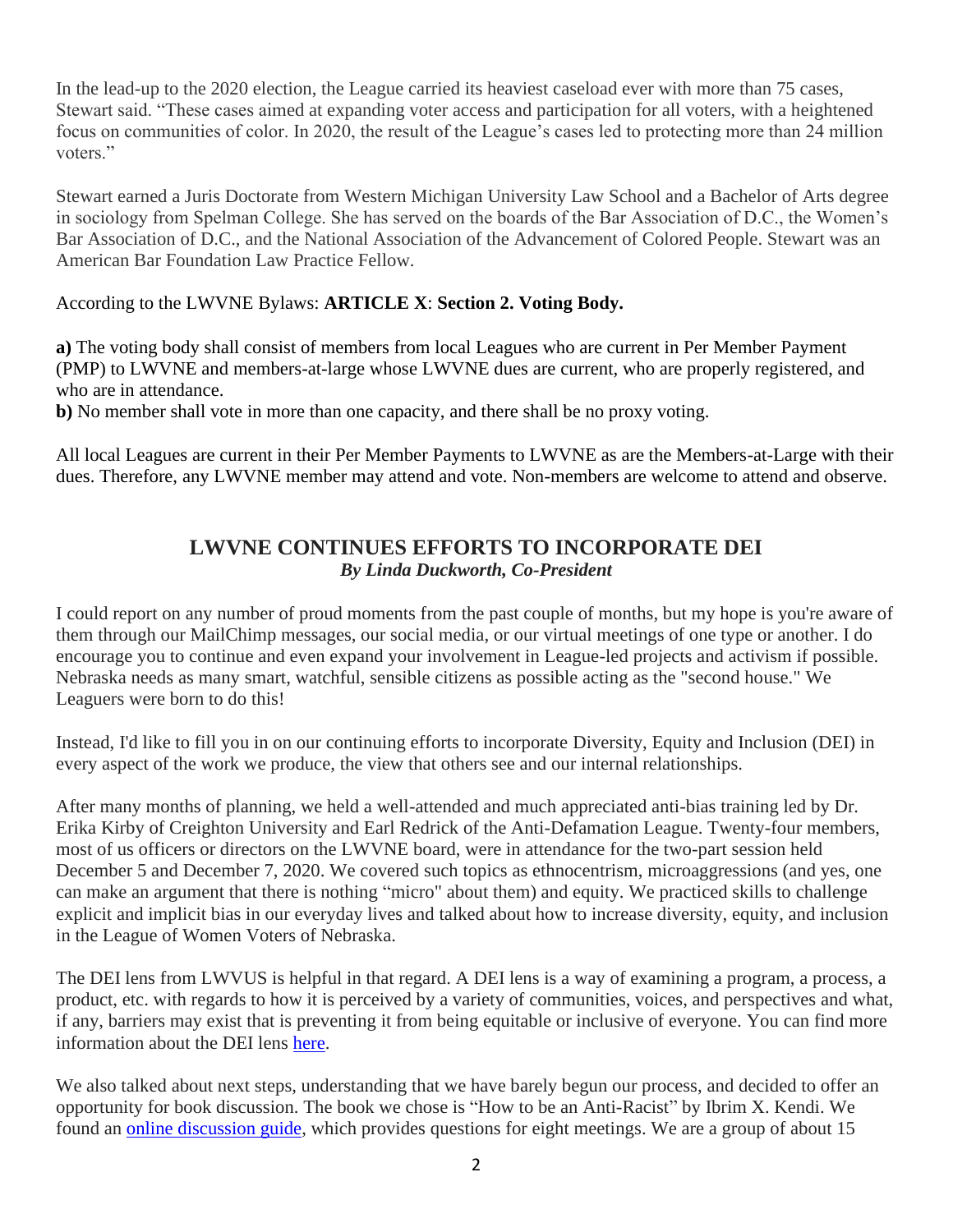In the lead-up to the 2020 election, the League carried its heaviest caseload ever with more than 75 cases, Stewart said. "These cases aimed at expanding voter access and participation for all voters, with a heightened focus on communities of color. In 2020, the result of the League's cases led to protecting more than 24 million voters."

Stewart earned a Juris Doctorate from Western Michigan University Law School and a Bachelor of Arts degree in sociology from Spelman College. She has served on the boards of the Bar Association of D.C., the Women's Bar Association of D.C., and the National Association of the Advancement of Colored People. Stewart was an American Bar Foundation Law Practice Fellow.

According to the LWVNE Bylaws: **ARTICLE X**: **Section 2. Voting Body.**

**a)** The voting body shall consist of members from local Leagues who are current in Per Member Payment (PMP) to LWVNE and members-at-large whose LWVNE dues are current, who are properly registered, and who are in attendance.
**b)** No member shall vote in more than one capacity, and there shall be no proxy voting.

All local Leagues are current in their Per Member Payments to LWVNE as are the Members-at-Large with their dues. Therefore, any LWVNE member may attend and vote. Non-members are welcome to attend and observe.

## LWVNE CONTINUES EFFORTS TO INCORPORATE DEI

***By Linda Duckworth, Co-President***

I could report on any number of proud moments from the past couple of months, but my hope is you're aware of them through our MailChimp messages, our social media, or our virtual meetings of one type or another. I do encourage you to continue and even expand your involvement in League-led projects and activism if possible. Nebraska needs as many smart, watchful, sensible citizens as possible acting as the "second house." We Leaguers were born to do this!

Instead, I'd like to fill you in on our continuing efforts to incorporate Diversity, Equity and Inclusion (DEI) in every aspect of the work we produce, the view that others see and our internal relationships.

After many months of planning, we held a well-attended and much appreciated anti-bias training led by Dr. Erika Kirby of Creighton University and Earl Redrick of the Anti-Defamation League. Twenty-four members, most of us officers or directors on the LWVNE board, were in attendance for the two-part session held December 5 and December 7, 2020. We covered such topics as ethnocentrism, microaggressions (and yes, one can make an argument that there is nothing "micro" about them) and equity. We practiced skills to challenge explicit and implicit bias in our everyday lives and talked about how to increase diversity, equity, and inclusion in the League of Women Voters of Nebraska.

The DEI lens from LWVUS is helpful in that regard. A DEI lens is a way of examining a program, a process, a product, etc. with regards to how it is perceived by a variety of communities, voices, and perspectives and what, if any, barriers may exist that is preventing it from being equitable or inclusive of everyone. You can find more information about the DEI lens here.

We also talked about next steps, understanding that we have barely begun our process, and decided to offer an opportunity for book discussion. The book we chose is "How to be an Anti-Racist" by Ibrim X. Kendi. We found an online discussion guide, which provides questions for eight meetings. We are a group of about 15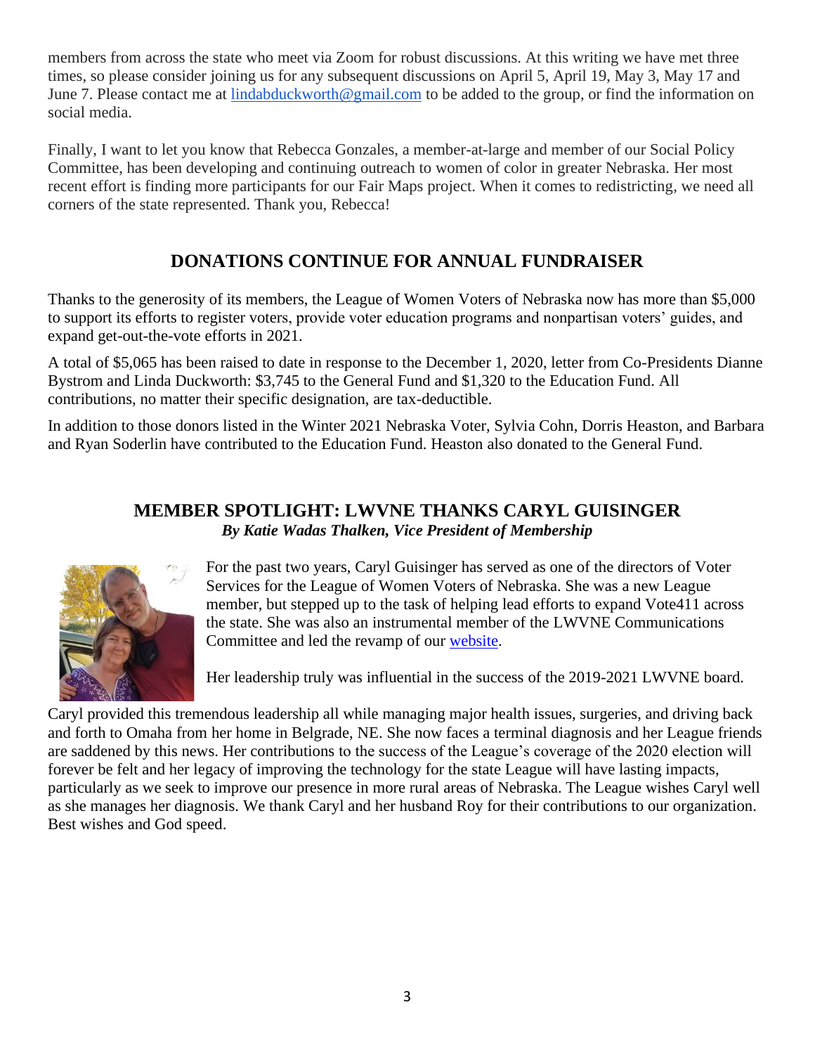members from across the state who meet via Zoom for robust discussions. At this writing we have met three times, so please consider joining us for any subsequent discussions on April 5, April 19, May 3, May 17 and June 7. Please contact me at lindabduckworth@gmail.com to be added to the group, or find the information on social media.

Finally, I want to let you know that Rebecca Gonzales, a member-at-large and member of our Social Policy Committee, has been developing and continuing outreach to women of color in greater Nebraska. Her most recent effort is finding more participants for our Fair Maps project. When it comes to redistricting, we need all corners of the state represented. Thank you, Rebecca!

## DONATIONS CONTINUE FOR ANNUAL FUNDRAISER

Thanks to the generosity of its members, the League of Women Voters of Nebraska now has more than $5,000 to support its efforts to register voters, provide voter education programs and nonpartisan voters' guides, and expand get-out-the-vote efforts in 2021.

A total of $5,065 has been raised to date in response to the December 1, 2020, letter from Co-Presidents Dianne Bystrom and Linda Duckworth: $3,745 to the General Fund and $1,320 to the Education Fund. All contributions, no matter their specific designation, are tax-deductible.

In addition to those donors listed in the Winter 2021 Nebraska Voter, Sylvia Cohn, Dorris Heaston, and Barbara and Ryan Soderlin have contributed to the Education Fund. Heaston also donated to the General Fund.

## MEMBER SPOTLIGHT: LWVNE THANKS CARYL GUISINGER

***By Katie Wadas Thalken, Vice President of Membership***

For the past two years, Caryl Guisinger has served as one of the directors of Voter Services for the League of Women Voters of Nebraska. She was a new League member, but stepped up to the task of helping lead efforts to expand Vote411 across the state. She was also an instrumental member of the LWVNE Communications Committee and led the revamp of our website.

Her leadership truly was influential in the success of the 2019-2021 LWVNE board.

Caryl provided this tremendous leadership all while managing major health issues, surgeries, and driving back and forth to Omaha from her home in Belgrade, NE. She now faces a terminal diagnosis and her League friends are saddened by this news. Her contributions to the success of the League's coverage of the 2020 election will forever be felt and her legacy of improving the technology for the state League will have lasting impacts, particularly as we seek to improve our presence in more rural areas of Nebraska. The League wishes Caryl well as she manages her diagnosis. We thank Caryl and her husband Roy for their contributions to our organization. Best wishes and God speed.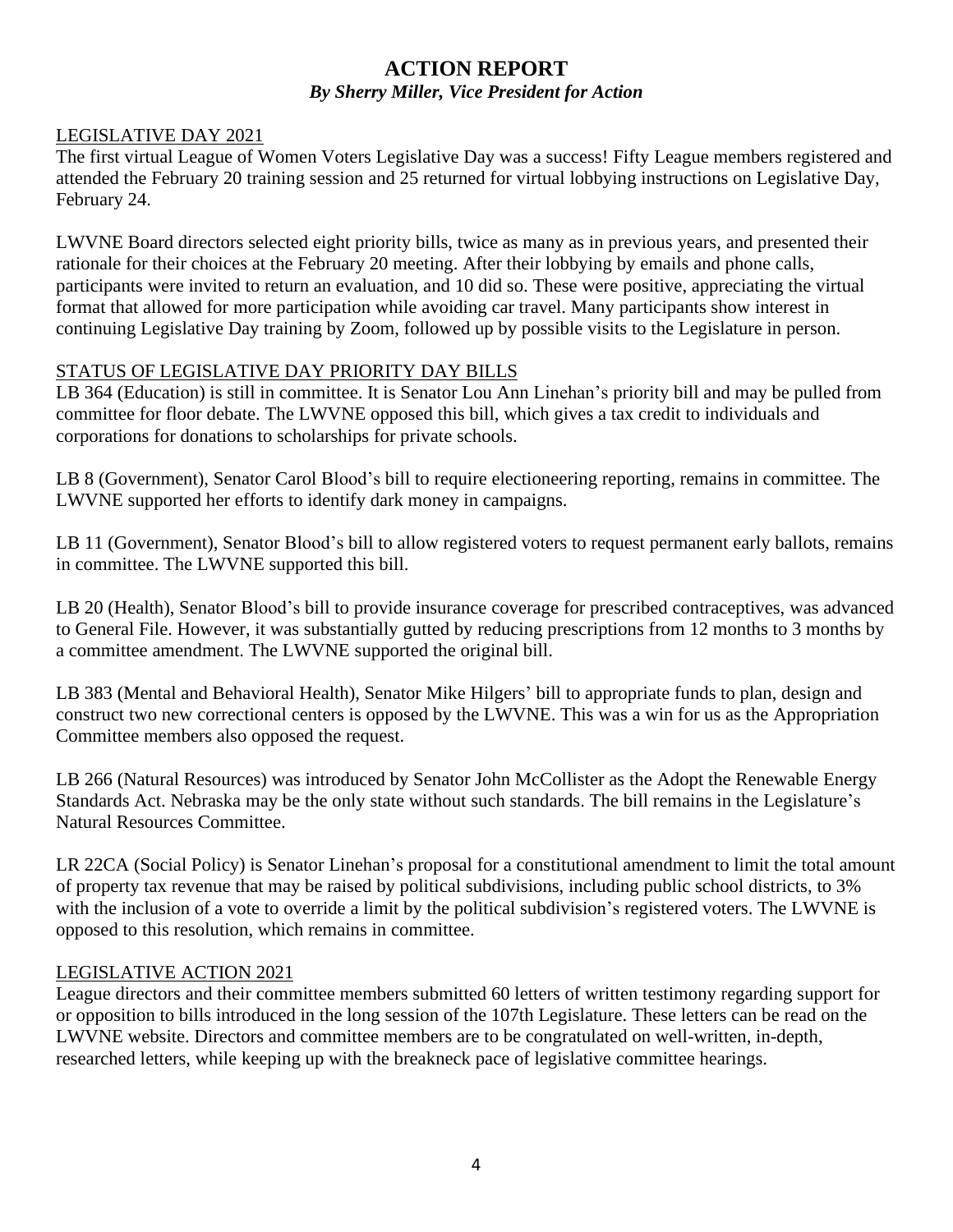# ACTION REPORT

***By Sherry Miller, Vice President for Action***

## LEGISLATIVE DAY 2021

The first virtual League of Women Voters Legislative Day was a success! Fifty League members registered and attended the February 20 training session and 25 returned for virtual lobbying instructions on Legislative Day, February 24.

LWVNE Board directors selected eight priority bills, twice as many as in previous years, and presented their rationale for their choices at the February 20 meeting. After their lobbying by emails and phone calls, participants were invited to return an evaluation, and 10 did so. These were positive, appreciating the virtual format that allowed for more participation while avoiding car travel. Many participants show interest in continuing Legislative Day training by Zoom, followed up by possible visits to the Legislature in person.

## STATUS OF LEGISLATIVE DAY PRIORITY DAY BILLS

LB 364 (Education) is still in committee. It is Senator Lou Ann Linehan's priority bill and may be pulled from committee for floor debate. The LWVNE opposed this bill, which gives a tax credit to individuals and corporations for donations to scholarships for private schools.

LB 8 (Government), Senator Carol Blood's bill to require electioneering reporting, remains in committee. The LWVNE supported her efforts to identify dark money in campaigns.

LB 11 (Government), Senator Blood's bill to allow registered voters to request permanent early ballots, remains in committee. The LWVNE supported this bill.

LB 20 (Health), Senator Blood's bill to provide insurance coverage for prescribed contraceptives, was advanced to General File. However, it was substantially gutted by reducing prescriptions from 12 months to 3 months by a committee amendment. The LWVNE supported the original bill.

LB 383 (Mental and Behavioral Health), Senator Mike Hilgers' bill to appropriate funds to plan, design and construct two new correctional centers is opposed by the LWVNE. This was a win for us as the Appropriation Committee members also opposed the request.

LB 266 (Natural Resources) was introduced by Senator John McCollister as the Adopt the Renewable Energy Standards Act. Nebraska may be the only state without such standards. The bill remains in the Legislature's Natural Resources Committee.

LR 22CA (Social Policy) is Senator Linehan's proposal for a constitutional amendment to limit the total amount of property tax revenue that may be raised by political subdivisions, including public school districts, to 3% with the inclusion of a vote to override a limit by the political subdivision's registered voters. The LWVNE is opposed to this resolution, which remains in committee.

## LEGISLATIVE ACTION 2021

League directors and their committee members submitted 60 letters of written testimony regarding support for or opposition to bills introduced in the long session of the 107th Legislature. These letters can be read on the LWVNE website. Directors and committee members are to be congratulated on well-written, in-depth, researched letters, while keeping up with the breakneck pace of legislative committee hearings.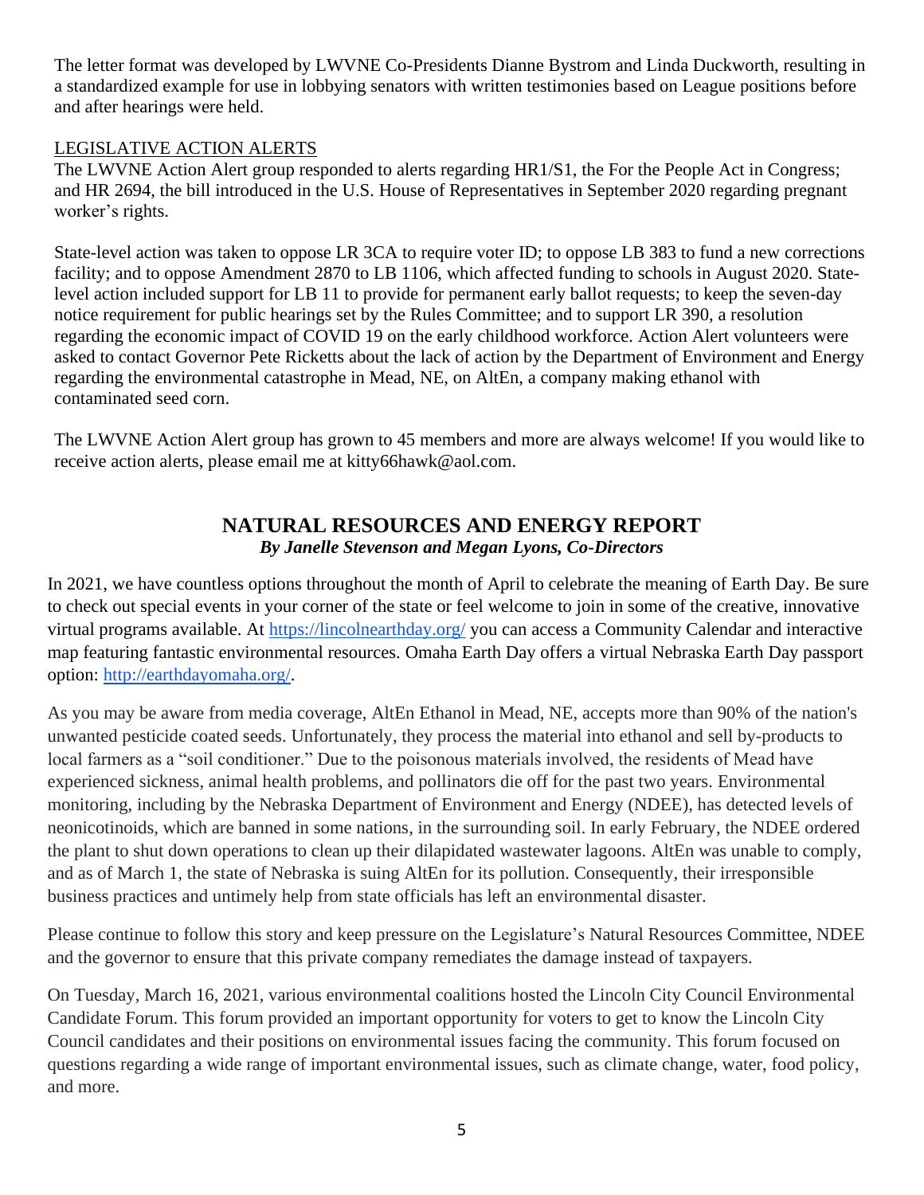The letter format was developed by LWVNE Co-Presidents Dianne Bystrom and Linda Duckworth, resulting in a standardized example for use in lobbying senators with written testimonies based on League positions before and after hearings were held.

LEGISLATIVE ACTION ALERTS

The LWVNE Action Alert group responded to alerts regarding HR1/S1, the For the People Act in Congress; and HR 2694, the bill introduced in the U.S. House of Representatives in September 2020 regarding pregnant worker's rights.

State-level action was taken to oppose LR 3CA to require voter ID; to oppose LB 383 to fund a new corrections facility; and to oppose Amendment 2870 to LB 1106, which affected funding to schools in August 2020. State-level action included support for LB 11 to provide for permanent early ballot requests; to keep the seven-day notice requirement for public hearings set by the Rules Committee; and to support LR 390, a resolution regarding the economic impact of COVID 19 on the early childhood workforce. Action Alert volunteers were asked to contact Governor Pete Ricketts about the lack of action by the Department of Environment and Energy regarding the environmental catastrophe in Mead, NE, on AltEn, a company making ethanol with contaminated seed corn.

The LWVNE Action Alert group has grown to 45 members and more are always welcome! If you would like to receive action alerts, please email me at kitty66hawk@aol.com.

## NATURAL RESOURCES AND ENERGY REPORT

***By Janelle Stevenson and Megan Lyons, Co-Directors***

In 2021, we have countless options throughout the month of April to celebrate the meaning of Earth Day. Be sure to check out special events in your corner of the state or feel welcome to join in some of the creative, innovative virtual programs available. At https://lincolnearthday.org/ you can access a Community Calendar and interactive map featuring fantastic environmental resources. Omaha Earth Day offers a virtual Nebraska Earth Day passport option: http://earthdayomaha.org/.

As you may be aware from media coverage, AltEn Ethanol in Mead, NE, accepts more than 90% of the nation's unwanted pesticide coated seeds. Unfortunately, they process the material into ethanol and sell by-products to local farmers as a "soil conditioner." Due to the poisonous materials involved, the residents of Mead have experienced sickness, animal health problems, and pollinators die off for the past two years. Environmental monitoring, including by the Nebraska Department of Environment and Energy (NDEE), has detected levels of neonicotinoids, which are banned in some nations, in the surrounding soil. In early February, the NDEE ordered the plant to shut down operations to clean up their dilapidated wastewater lagoons. AltEn was unable to comply, and as of March 1, the state of Nebraska is suing AltEn for its pollution. Consequently, their irresponsible business practices and untimely help from state officials has left an environmental disaster.

Please continue to follow this story and keep pressure on the Legislature's Natural Resources Committee, NDEE and the governor to ensure that this private company remediates the damage instead of taxpayers.

On Tuesday, March 16, 2021, various environmental coalitions hosted the Lincoln City Council Environmental Candidate Forum. This forum provided an important opportunity for voters to get to know the Lincoln City Council candidates and their positions on environmental issues facing the community. This forum focused on questions regarding a wide range of important environmental issues, such as climate change, water, food policy, and more.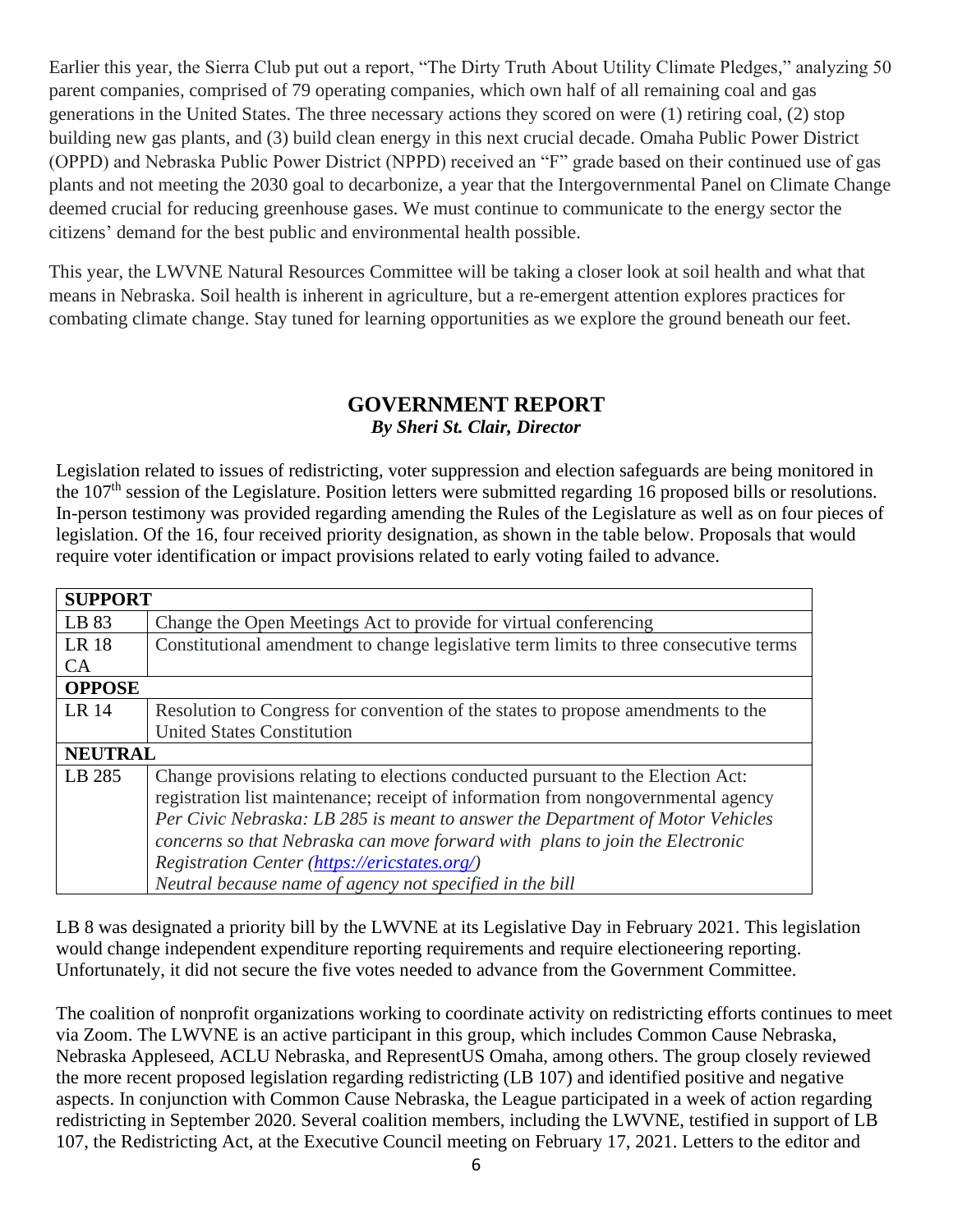Earlier this year, the Sierra Club put out a report, "The Dirty Truth About Utility Climate Pledges," analyzing 50 parent companies, comprised of 79 operating companies, which own half of all remaining coal and gas generations in the United States. The three necessary actions they scored on were (1) retiring coal, (2) stop building new gas plants, and (3) build clean energy in this next crucial decade. Omaha Public Power District (OPPD) and Nebraska Public Power District (NPPD) received an "F" grade based on their continued use of gas plants and not meeting the 2030 goal to decarbonize, a year that the Intergovernmental Panel on Climate Change deemed crucial for reducing greenhouse gases. We must continue to communicate to the energy sector the citizens' demand for the best public and environmental health possible.

This year, the LWVNE Natural Resources Committee will be taking a closer look at soil health and what that means in Nebraska. Soil health is inherent in agriculture, but a re-emergent attention explores practices for combating climate change. Stay tuned for learning opportunities as we explore the ground beneath our feet.

## GOVERNMENT REPORT

***By Sheri St. Clair, Director***

Legislation related to issues of redistricting, voter suppression and election safeguards are being monitored in the 107th session of the Legislature. Position letters were submitted regarding 16 proposed bills or resolutions. In-person testimony was provided regarding amending the Rules of the Legislature as well as on four pieces of legislation. Of the 16, four received priority designation, as shown in the table below. Proposals that would require voter identification or impact provisions related to early voting failed to advance.

| **SUPPORT** | |
|---|---|
| LB 83 | Change the Open Meetings Act to provide for virtual conferencing |
| LR 18 CA | Constitutional amendment to change legislative term limits to three consecutive terms |
| **OPPOSE** | |
| LR 14 | Resolution to Congress for convention of the states to propose amendments to the United States Constitution |
| **NEUTRAL** | |
| LB 285 | Change provisions relating to elections conducted pursuant to the Election Act: registration list maintenance; receipt of information from nongovernmental agency *Per Civic Nebraska: LB 285 is meant to answer the Department of Motor Vehicles concerns so that Nebraska can move forward with plans to join the Electronic Registration Center (https://ericstates.org/)* *Neutral because name of agency not specified in the bill* |

LB 8 was designated a priority bill by the LWVNE at its Legislative Day in February 2021. This legislation would change independent expenditure reporting requirements and require electioneering reporting. Unfortunately, it did not secure the five votes needed to advance from the Government Committee.

The coalition of nonprofit organizations working to coordinate activity on redistricting efforts continues to meet via Zoom. The LWVNE is an active participant in this group, which includes Common Cause Nebraska, Nebraska Appleseed, ACLU Nebraska, and RepresentUS Omaha, among others. The group closely reviewed the more recent proposed legislation regarding redistricting (LB 107) and identified positive and negative aspects. In conjunction with Common Cause Nebraska, the League participated in a week of action regarding redistricting in September 2020. Several coalition members, including the LWVNE, testified in support of LB 107, the Redistricting Act, at the Executive Council meeting on February 17, 2021. Letters to the editor and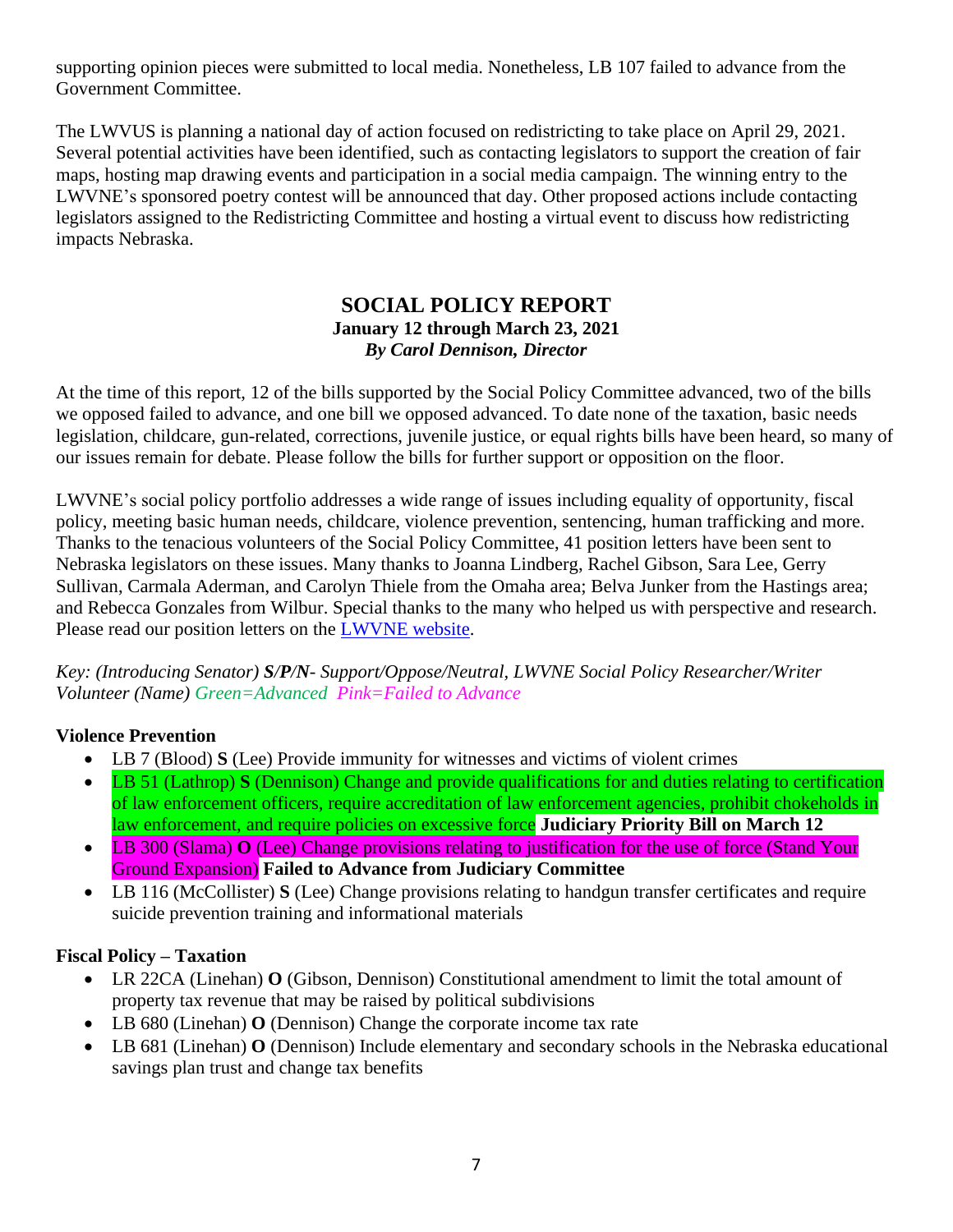supporting opinion pieces were submitted to local media. Nonetheless, LB 107 failed to advance from the Government Committee.

The LWVUS is planning a national day of action focused on redistricting to take place on April 29, 2021. Several potential activities have been identified, such as contacting legislators to support the creation of fair maps, hosting map drawing events and participation in a social media campaign. The winning entry to the LWVNE's sponsored poetry contest will be announced that day. Other proposed actions include contacting legislators assigned to the Redistricting Committee and hosting a virtual event to discuss how redistricting impacts Nebraska.

## SOCIAL POLICY REPORT

**January 12 through March 23, 2021**

***By Carol Dennison, Director***

At the time of this report, 12 of the bills supported by the Social Policy Committee advanced, two of the bills we opposed failed to advance, and one bill we opposed advanced. To date none of the taxation, basic needs legislation, childcare, gun-related, corrections, juvenile justice, or equal rights bills have been heard, so many of our issues remain for debate. Please follow the bills for further support or opposition on the floor.

LWVNE's social policy portfolio addresses a wide range of issues including equality of opportunity, fiscal policy, meeting basic human needs, childcare, violence prevention, sentencing, human trafficking and more. Thanks to the tenacious volunteers of the Social Policy Committee, 41 position letters have been sent to Nebraska legislators on these issues. Many thanks to Joanna Lindberg, Rachel Gibson, Sara Lee, Gerry Sullivan, Carmala Aderman, and Carolyn Thiele from the Omaha area; Belva Junker from the Hastings area; and Rebecca Gonzales from Wilbur. Special thanks to the many who helped us with perspective and research. Please read our position letters on the LWVNE website.

*Key: (Introducing Senator) **S/P/N**- Support/Oppose/Neutral, LWVNE Social Policy Researcher/Writer Volunteer (Name) Green=Advanced Pink=Failed to Advance*

**Violence Prevention**

- LB 7 (Blood) **S** (Lee) Provide immunity for witnesses and victims of violent crimes
- LB 51 (Lathrop) **S** (Dennison) Change and provide qualifications for and duties relating to certification of law enforcement officers, require accreditation of law enforcement agencies, prohibit chokeholds in law enforcement, and require policies on excessive force **Judiciary Priority Bill on March 12**
- LB 300 (Slama) **O** (Lee) Change provisions relating to justification for the use of force (Stand Your Ground Expansion) **Failed to Advance from Judiciary Committee**
- LB 116 (McCollister) **S** (Lee) Change provisions relating to handgun transfer certificates and require suicide prevention training and informational materials

**Fiscal Policy – Taxation**

- LR 22CA (Linehan) **O** (Gibson, Dennison) Constitutional amendment to limit the total amount of property tax revenue that may be raised by political subdivisions
- LB 680 (Linehan) **O** (Dennison) Change the corporate income tax rate
- LB 681 (Linehan) **O** (Dennison) Include elementary and secondary schools in the Nebraska educational savings plan trust and change tax benefits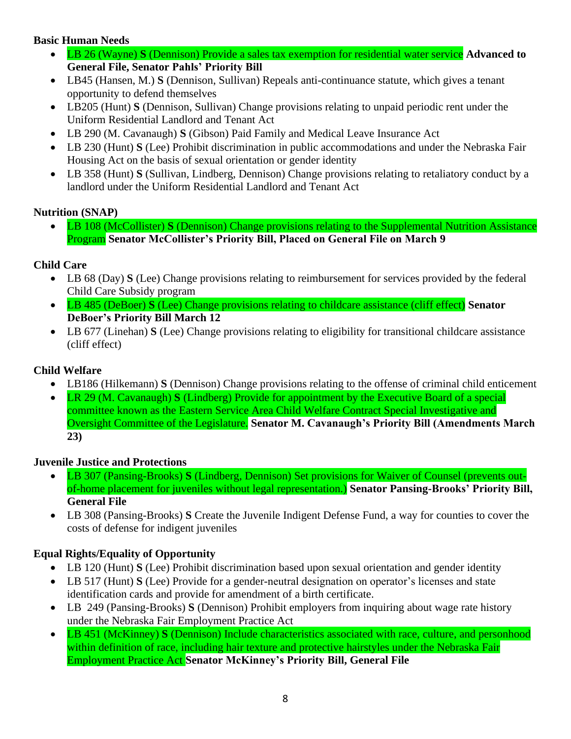**Basic Human Needs**

- LB 26 (Wayne) **S** (Dennison) Provide a sales tax exemption for residential water service **Advanced to General File, Senator Pahls' Priority Bill**
- LB45 (Hansen, M.) **S** (Dennison, Sullivan) Repeals anti-continuance statute, which gives a tenant opportunity to defend themselves
- LB205 (Hunt) **S** (Dennison, Sullivan) Change provisions relating to unpaid periodic rent under the Uniform Residential Landlord and Tenant Act
- LB 290 (M. Cavanaugh) **S** (Gibson) Paid Family and Medical Leave Insurance Act
- LB 230 (Hunt) **S** (Lee) Prohibit discrimination in public accommodations and under the Nebraska Fair Housing Act on the basis of sexual orientation or gender identity
- LB 358 (Hunt) **S** (Sullivan, Lindberg, Dennison) Change provisions relating to retaliatory conduct by a landlord under the Uniform Residential Landlord and Tenant Act

**Nutrition (SNAP)**

- LB 108 (McCollister) **S** (Dennison) Change provisions relating to the Supplemental Nutrition Assistance Program **Senator McCollister's Priority Bill, Placed on General File on March 9**

**Child Care**

- LB 68 (Day) **S** (Lee) Change provisions relating to reimbursement for services provided by the federal Child Care Subsidy program
- LB 485 (DeBoer) **S** (Lee) Change provisions relating to childcare assistance (cliff effect) **Senator DeBoer's Priority Bill March 12**
- LB 677 (Linehan) **S** (Lee) Change provisions relating to eligibility for transitional childcare assistance (cliff effect)

**Child Welfare**

- LB186 (Hilkemann) **S** (Dennison) Change provisions relating to the offense of criminal child enticement
- LR 29 (M. Cavanaugh) **S** (Lindberg) Provide for appointment by the Executive Board of a special committee known as the Eastern Service Area Child Welfare Contract Special Investigative and Oversight Committee of the Legislature. **Senator M. Cavanaugh's Priority Bill (Amendments March 23)**

**Juvenile Justice and Protections**

- LB 307 (Pansing-Brooks) **S** (Lindberg, Dennison) Set provisions for Waiver of Counsel (prevents out-of-home placement for juveniles without legal representation.) **Senator Pansing-Brooks' Priority Bill, General File**
- LB 308 (Pansing-Brooks) **S** Create the Juvenile Indigent Defense Fund, a way for counties to cover the costs of defense for indigent juveniles

**Equal Rights/Equality of Opportunity**

- LB 120 (Hunt) **S** (Lee) Prohibit discrimination based upon sexual orientation and gender identity
- LB 517 (Hunt) **S** (Lee) Provide for a gender-neutral designation on operator's licenses and state identification cards and provide for amendment of a birth certificate.
- LB 249 (Pansing-Brooks) **S** (Dennison) Prohibit employers from inquiring about wage rate history under the Nebraska Fair Employment Practice Act
- LB 451 (McKinney) **S** (Dennison) Include characteristics associated with race, culture, and personhood within definition of race, including hair texture and protective hairstyles under the Nebraska Fair Employment Practice Act **Senator McKinney's Priority Bill, General File**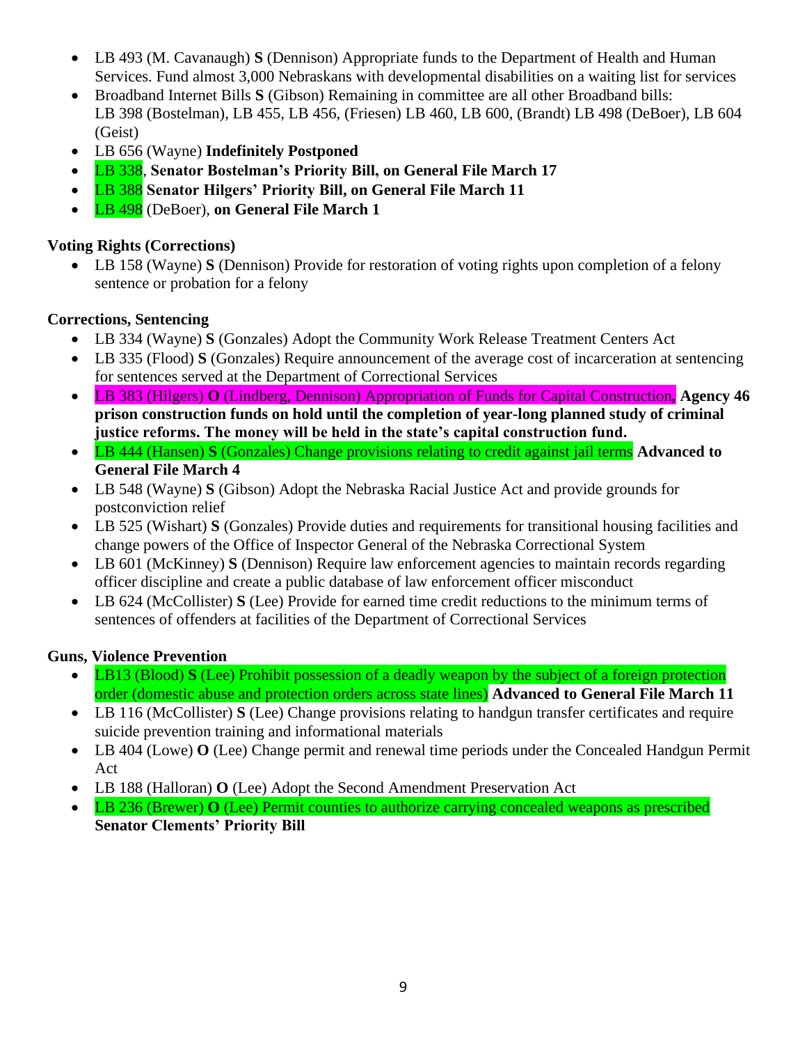- LB 493 (M. Cavanaugh) **S** (Dennison) Appropriate funds to the Department of Health and Human Services. Fund almost 3,000 Nebraskans with developmental disabilities on a waiting list for services
- Broadband Internet Bills **S** (Gibson) Remaining in committee are all other Broadband bills: LB 398 (Bostelman), LB 455, LB 456, (Friesen) LB 460, LB 600, (Brandt) LB 498 (DeBoer), LB 604 (Geist)
- LB 656 (Wayne) **Indefinitely Postponed**
- LB 338, **Senator Bostelman's Priority Bill, on General File March 17**
- LB 388 **Senator Hilgers' Priority Bill, on General File March 11**
- LB 498 (DeBoer), **on General File March 1**

**Voting Rights (Corrections)**

- LB 158 (Wayne) **S** (Dennison) Provide for restoration of voting rights upon completion of a felony sentence or probation for a felony

**Corrections, Sentencing**

- LB 334 (Wayne) **S** (Gonzales) Adopt the Community Work Release Treatment Centers Act
- LB 335 (Flood) **S** (Gonzales) Require announcement of the average cost of incarceration at sentencing for sentences served at the Department of Correctional Services
- LB 383 (Hilgers) **O** (Lindberg, Dennison) Appropriation of Funds for Capital Construction, **Agency 46 prison construction funds on hold until the completion of year-long planned study of criminal justice reforms. The money will be held in the state's capital construction fund.**
- LB 444 (Hansen) **S** (Gonzales) Change provisions relating to credit against jail terms **Advanced to General File March 4**
- LB 548 (Wayne) **S** (Gibson) Adopt the Nebraska Racial Justice Act and provide grounds for postconviction relief
- LB 525 (Wishart) **S** (Gonzales) Provide duties and requirements for transitional housing facilities and change powers of the Office of Inspector General of the Nebraska Correctional System
- LB 601 (McKinney) **S** (Dennison) Require law enforcement agencies to maintain records regarding officer discipline and create a public database of law enforcement officer misconduct
- LB 624 (McCollister) **S** (Lee) Provide for earned time credit reductions to the minimum terms of sentences of offenders at facilities of the Department of Correctional Services

**Guns, Violence Prevention**

- LB13 (Blood) **S** (Lee) Prohibit possession of a deadly weapon by the subject of a foreign protection order (domestic abuse and protection orders across state lines) **Advanced to General File March 11**
- LB 116 (McCollister) **S** (Lee) Change provisions relating to handgun transfer certificates and require suicide prevention training and informational materials
- LB 404 (Lowe) **O** (Lee) Change permit and renewal time periods under the Concealed Handgun Permit Act
- LB 188 (Halloran) **O** (Lee) Adopt the Second Amendment Preservation Act
- LB 236 (Brewer) **O** (Lee) Permit counties to authorize carrying concealed weapons as prescribed **Senator Clements' Priority Bill**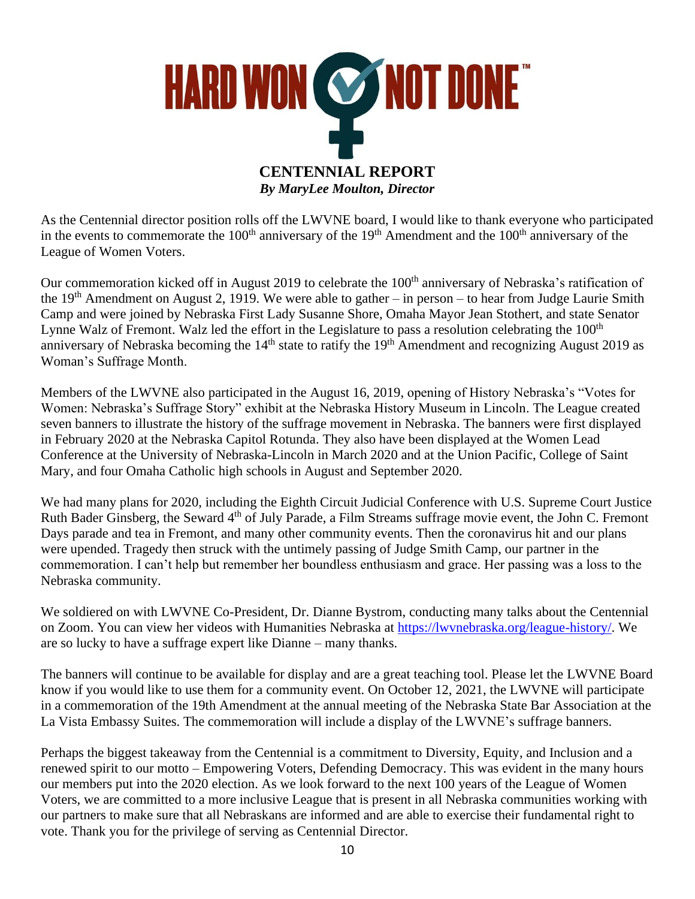HARD WON NOT DONE™

# CENTENNIAL REPORT

***By MaryLee Moulton, Director***

As the Centennial director position rolls off the LWVNE board, I would like to thank everyone who participated in the events to commemorate the 100th anniversary of the 19th Amendment and the 100th anniversary of the League of Women Voters.

Our commemoration kicked off in August 2019 to celebrate the 100th anniversary of Nebraska's ratification of the 19th Amendment on August 2, 1919. We were able to gather – in person – to hear from Judge Laurie Smith Camp and were joined by Nebraska First Lady Susanne Shore, Omaha Mayor Jean Stothert, and state Senator Lynne Walz of Fremont. Walz led the effort in the Legislature to pass a resolution celebrating the 100th anniversary of Nebraska becoming the 14th state to ratify the 19th Amendment and recognizing August 2019 as Woman's Suffrage Month.

Members of the LWVNE also participated in the August 16, 2019, opening of History Nebraska's "Votes for Women: Nebraska's Suffrage Story" exhibit at the Nebraska History Museum in Lincoln. The League created seven banners to illustrate the history of the suffrage movement in Nebraska. The banners were first displayed in February 2020 at the Nebraska Capitol Rotunda. They also have been displayed at the Women Lead Conference at the University of Nebraska-Lincoln in March 2020 and at the Union Pacific, College of Saint Mary, and four Omaha Catholic high schools in August and September 2020.

We had many plans for 2020, including the Eighth Circuit Judicial Conference with U.S. Supreme Court Justice Ruth Bader Ginsberg, the Seward 4th of July Parade, a Film Streams suffrage movie event, the John C. Fremont Days parade and tea in Fremont, and many other community events. Then the coronavirus hit and our plans were upended. Tragedy then struck with the untimely passing of Judge Smith Camp, our partner in the commemoration. I can't help but remember her boundless enthusiasm and grace. Her passing was a loss to the Nebraska community.

We soldiered on with LWVNE Co-President, Dr. Dianne Bystrom, conducting many talks about the Centennial on Zoom. You can view her videos with Humanities Nebraska at https://lwvnebraska.org/league-history/. We are so lucky to have a suffrage expert like Dianne – many thanks.

The banners will continue to be available for display and are a great teaching tool. Please let the LWVNE Board know if you would like to use them for a community event. On October 12, 2021, the LWVNE will participate in a commemoration of the 19th Amendment at the annual meeting of the Nebraska State Bar Association at the La Vista Embassy Suites. The commemoration will include a display of the LWVNE's suffrage banners.

Perhaps the biggest takeaway from the Centennial is a commitment to Diversity, Equity, and Inclusion and a renewed spirit to our motto – Empowering Voters, Defending Democracy. This was evident in the many hours our members put into the 2020 election. As we look forward to the next 100 years of the League of Women Voters, we are committed to a more inclusive League that is present in all Nebraska communities working with our partners to make sure that all Nebraskans are informed and are able to exercise their fundamental right to vote. Thank you for the privilege of serving as Centennial Director.